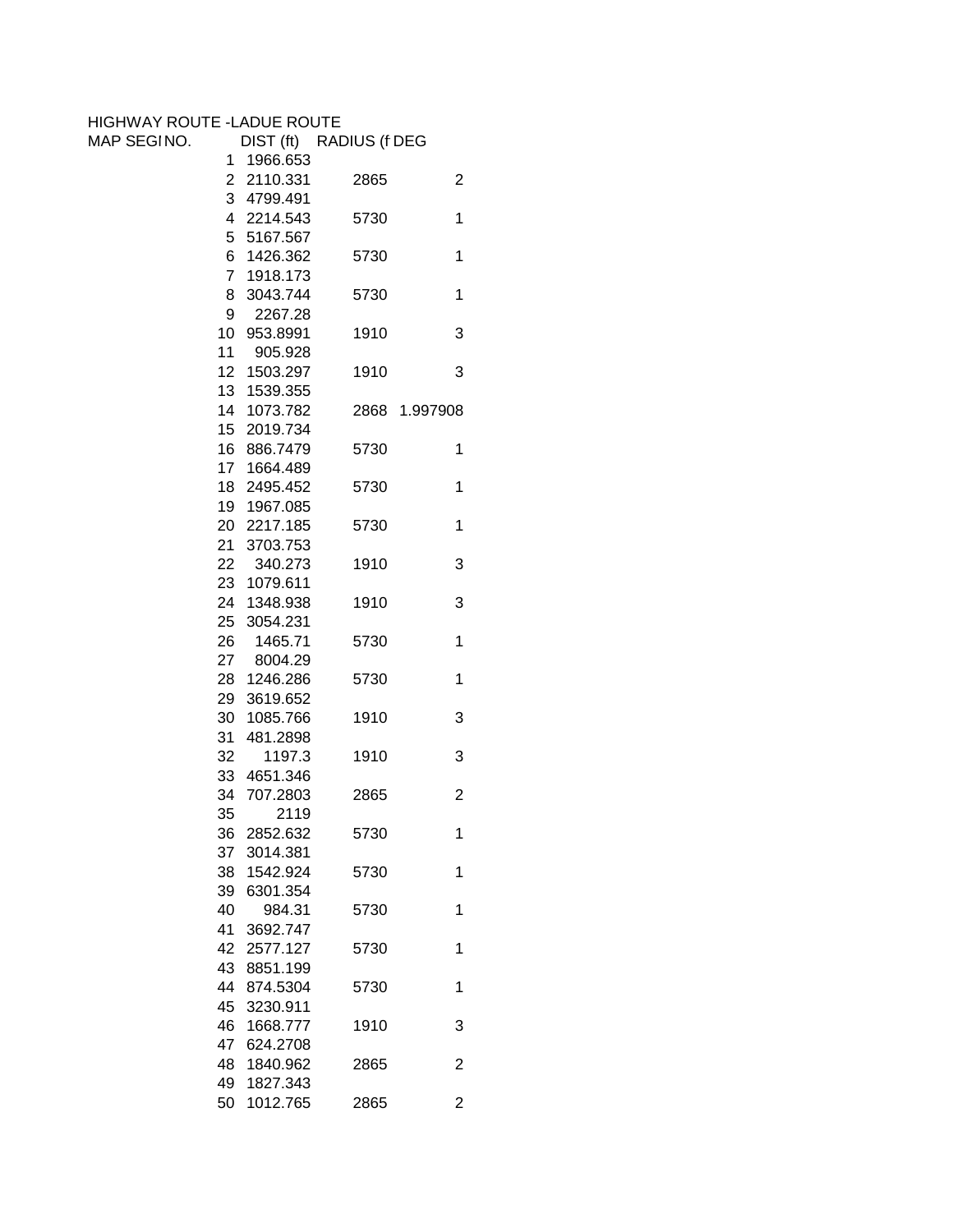HIGHWAY ROUTE -LADUE ROUTE

| MAP SEGINO. | DIST (ft) | RADIUS (f | DEG |
|---|---|---|---|
| 1 | 1966.653 | | |
| 2 | 2110.331 | 2865 | 2 |
| 3 | 4799.491 | | |
| 4 | 2214.543 | 5730 | 1 |
| 5 | 5167.567 | | |
| 6 | 1426.362 | 5730 | 1 |
| 7 | 1918.173 | | |
| 8 | 3043.744 | 5730 | 1 |
| 9 | 2267.28 | | |
| 10 | 953.8991 | 1910 | 3 |
| 11 | 905.928 | | |
| 12 | 1503.297 | 1910 | 3 |
| 13 | 1539.355 | | |
| 14 | 1073.782 | 2868 | 1.997908 |
| 15 | 2019.734 | | |
| 16 | 886.7479 | 5730 | 1 |
| 17 | 1664.489 | | |
| 18 | 2495.452 | 5730 | 1 |
| 19 | 1967.085 | | |
| 20 | 2217.185 | 5730 | 1 |
| 21 | 3703.753 | | |
| 22 | 340.273 | 1910 | 3 |
| 23 | 1079.611 | | |
| 24 | 1348.938 | 1910 | 3 |
| 25 | 3054.231 | | |
| 26 | 1465.71 | 5730 | 1 |
| 27 | 8004.29 | | |
| 28 | 1246.286 | 5730 | 1 |
| 29 | 3619.652 | | |
| 30 | 1085.766 | 1910 | 3 |
| 31 | 481.2898 | | |
| 32 | 1197.3 | 1910 | 3 |
| 33 | 4651.346 | | |
| 34 | 707.2803 | 2865 | 2 |
| 35 | 2119 | | |
| 36 | 2852.632 | 5730 | 1 |
| 37 | 3014.381 | | |
| 38 | 1542.924 | 5730 | 1 |
| 39 | 6301.354 | | |
| 40 | 984.31 | 5730 | 1 |
| 41 | 3692.747 | | |
| 42 | 2577.127 | 5730 | 1 |
| 43 | 8851.199 | | |
| 44 | 874.5304 | 5730 | 1 |
| 45 | 3230.911 | | |
| 46 | 1668.777 | 1910 | 3 |
| 47 | 624.2708 | | |
| 48 | 1840.962 | 2865 | 2 |
| 49 | 1827.343 | | |
| 50 | 1012.765 | 2865 | 2 |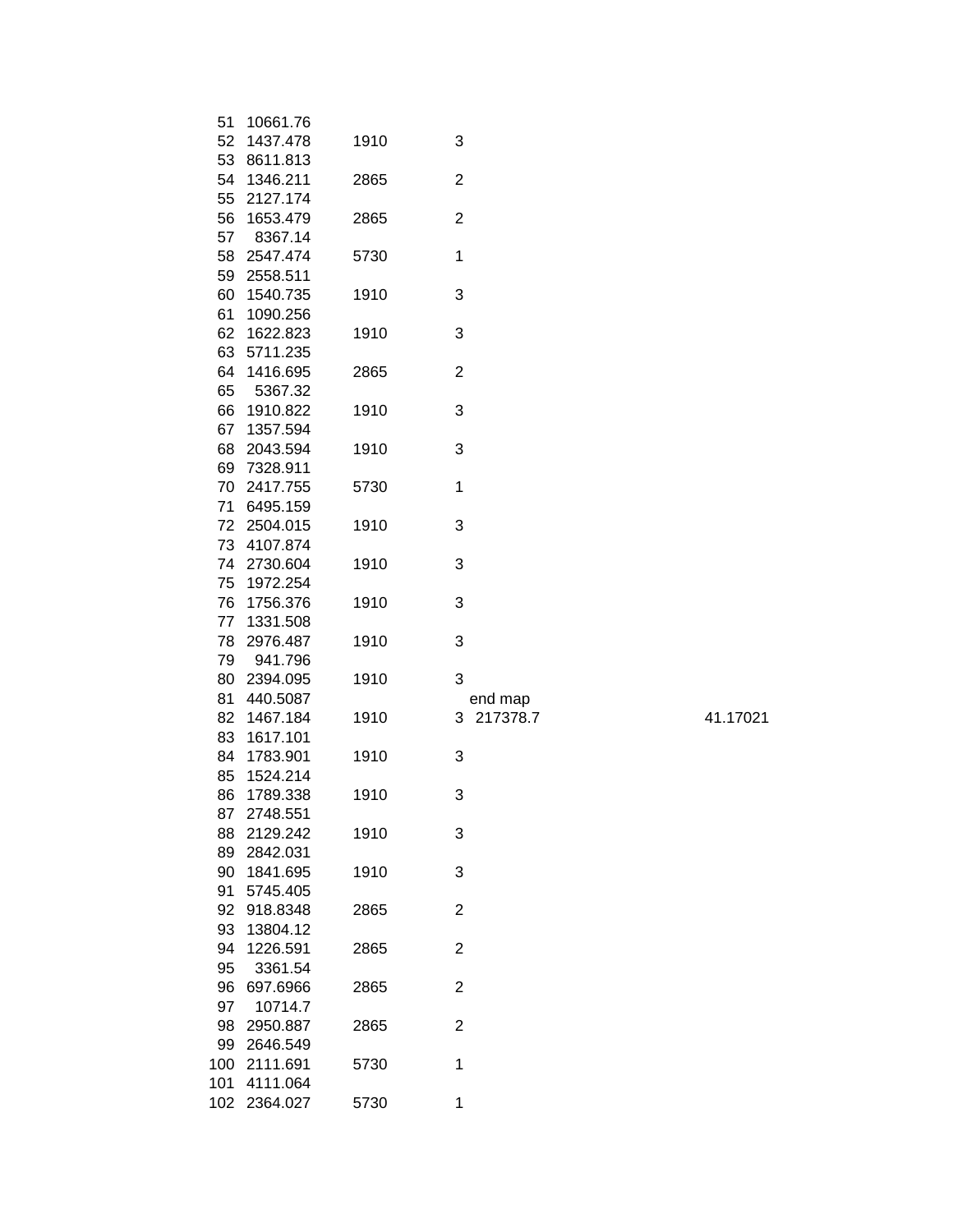| | | | | | | |
|---|---|---|---|---|---|---|
| 51 | 10661.76 | | | | | |
| 52 | 1437.478 | 1910 | 3 | | | |
| 53 | 8611.813 | | | | | |
| 54 | 1346.211 | 2865 | 2 | | | |
| 55 | 2127.174 | | | | | |
| 56 | 1653.479 | 2865 | 2 | | | |
| 57 | 8367.14 | | | | | |
| 58 | 2547.474 | 5730 | 1 | | | |
| 59 | 2558.511 | | | | | |
| 60 | 1540.735 | 1910 | 3 | | | |
| 61 | 1090.256 | | | | | |
| 62 | 1622.823 | 1910 | 3 | | | |
| 63 | 5711.235 | | | | | |
| 64 | 1416.695 | 2865 | 2 | | | |
| 65 | 5367.32 | | | | | |
| 66 | 1910.822 | 1910 | 3 | | | |
| 67 | 1357.594 | | | | | |
| 68 | 2043.594 | 1910 | 3 | | | |
| 69 | 7328.911 | | | | | |
| 70 | 2417.755 | 5730 | 1 | | | |
| 71 | 6495.159 | | | | | |
| 72 | 2504.015 | 1910 | 3 | | | |
| 73 | 4107.874 | | | | | |
| 74 | 2730.604 | 1910 | 3 | | | |
| 75 | 1972.254 | | | | | |
| 76 | 1756.376 | 1910 | 3 | | | |
| 77 | 1331.508 | | | | | |
| 78 | 2976.487 | 1910 | 3 | | | |
| 79 | 941.796 | | | | | |
| 80 | 2394.095 | 1910 | 3 | | | |
| 81 | 440.5087 | | | end map | | |
| 82 | 1467.184 | 1910 | 3 | 217378.7 | | 41.17021 |
| 83 | 1617.101 | | | | | |
| 84 | 1783.901 | 1910 | 3 | | | |
| 85 | 1524.214 | | | | | |
| 86 | 1789.338 | 1910 | 3 | | | |
| 87 | 2748.551 | | | | | |
| 88 | 2129.242 | 1910 | 3 | | | |
| 89 | 2842.031 | | | | | |
| 90 | 1841.695 | 1910 | 3 | | | |
| 91 | 5745.405 | | | | | |
| 92 | 918.8348 | 2865 | 2 | | | |
| 93 | 13804.12 | | | | | |
| 94 | 1226.591 | 2865 | 2 | | | |
| 95 | 3361.54 | | | | | |
| 96 | 697.6966 | 2865 | 2 | | | |
| 97 | 10714.7 | | | | | |
| 98 | 2950.887 | 2865 | 2 | | | |
| 99 | 2646.549 | | | | | |
| 100 | 2111.691 | 5730 | 1 | | | |
| 101 | 4111.064 | | | | | |
| 102 | 2364.027 | 5730 | 1 | | | |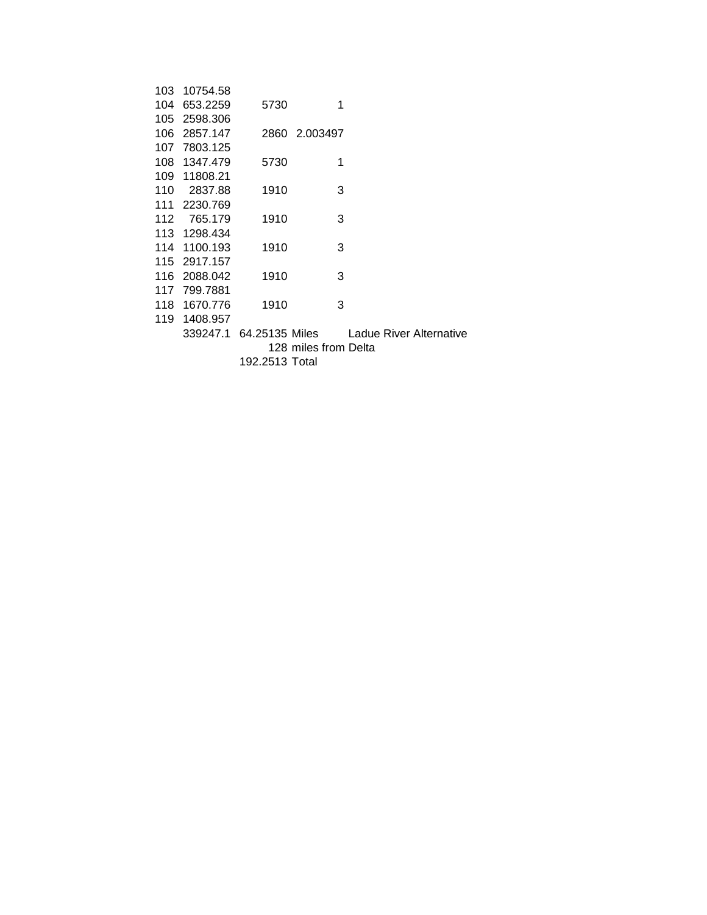| | | | | |
|---|---|---|---|---|
| 103 | 10754.58 | | | |
| 104 | 653.2259 | 5730 | 1 | |
| 105 | 2598.306 | | | |
| 106 | 2857.147 | 2860 | 2.003497 | |
| 107 | 7803.125 | | | |
| 108 | 1347.479 | 5730 | 1 | |
| 109 | 11808.21 | | | |
| 110 | 2837.88 | 1910 | 3 | |
| 111 | 2230.769 | | | |
| 112 | 765.179 | 1910 | 3 | |
| 113 | 1298.434 | | | |
| 114 | 1100.193 | 1910 | 3 | |
| 115 | 2917.157 | | | |
| 116 | 2088.042 | 1910 | 3 | |
| 117 | 799.7881 | | | |
| 118 | 1670.776 | 1910 | 3 | |
| 119 | 1408.957 | | | |
| | 339247.1 | 64.25135 | Miles | Ladue River Alternative |
| | | 128 | miles from Delta | |
| | | 192.2513 | Total | |